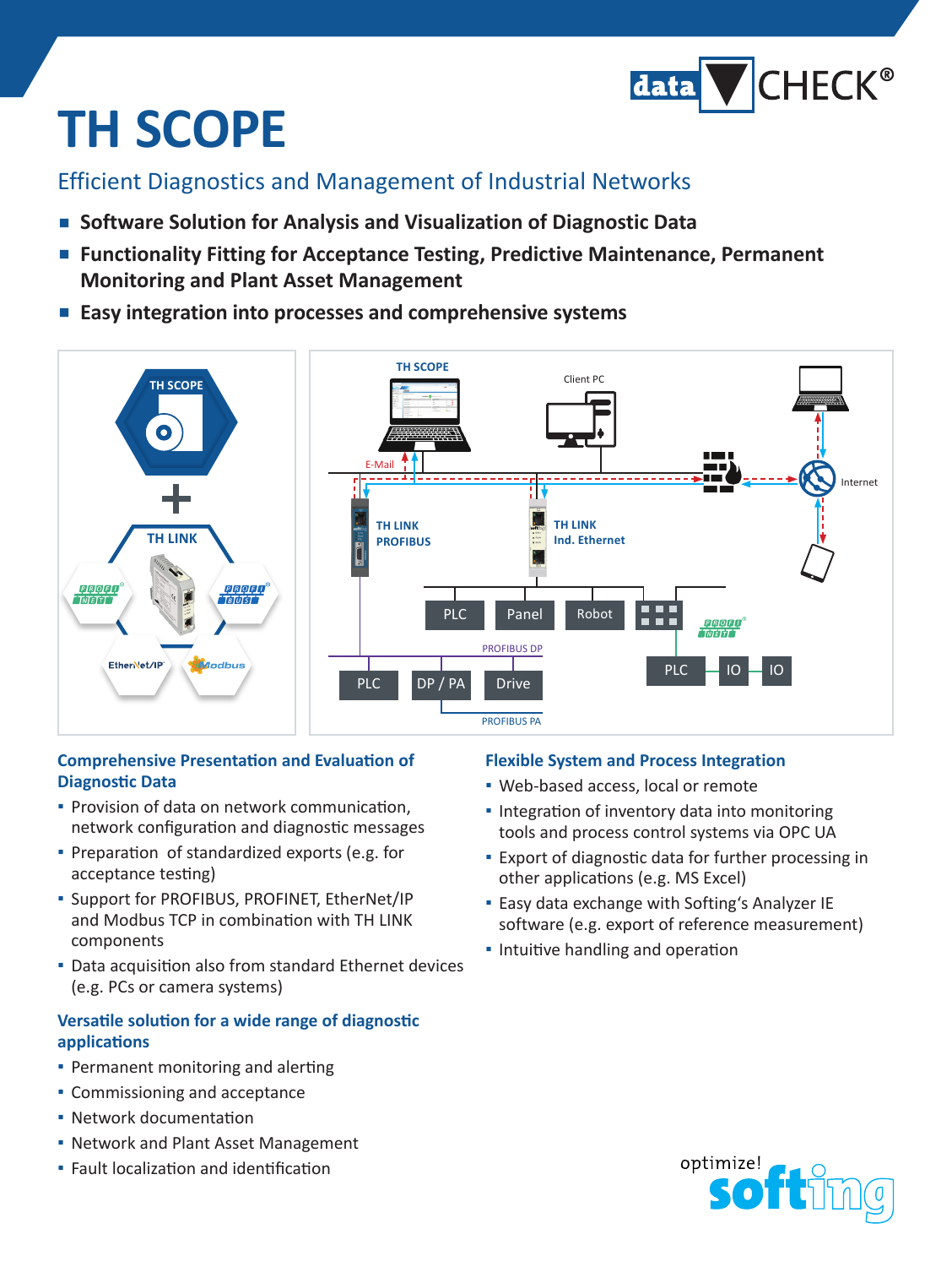# TH SCOPE

## Efficient Diagnostics and Management of Industrial Networks

- **Software Solution for Analysis and Visualization of Diagnostic Data**
- **Functionality Fitting for Acceptance Testing, Predictive Maintenance, Permanent Monitoring and Plant Asset Management**
- **Easy integration into processes and comprehensive systems**

### Comprehensive Presentation and Evaluation of Diagnostic Data

- Provision of data on network communication, network configuration and diagnostic messages
- Preparation of standardized exports (e.g. for acceptance testing)
- Support for PROFIBUS, PROFINET, EtherNet/IP and Modbus TCP in combination with TH LINK components
- Data acquisition also from standard Ethernet devices (e.g. PCs or camera systems)

### Versatile solution for a wide range of diagnostic applications

- Permanent monitoring and alerting
- Commissioning and acceptance
- Network documentation
- Network and Plant Asset Management
- Fault localization and identification

### Flexible System and Process Integration

- Web-based access, local or remote
- Integration of inventory data into monitoring tools and process control systems via OPC UA
- Export of diagnostic data for further processing in other applications (e.g. MS Excel)
- Easy data exchange with Softing's Analyzer IE software (e.g. export of reference measurement)
- Intuitive handling and operation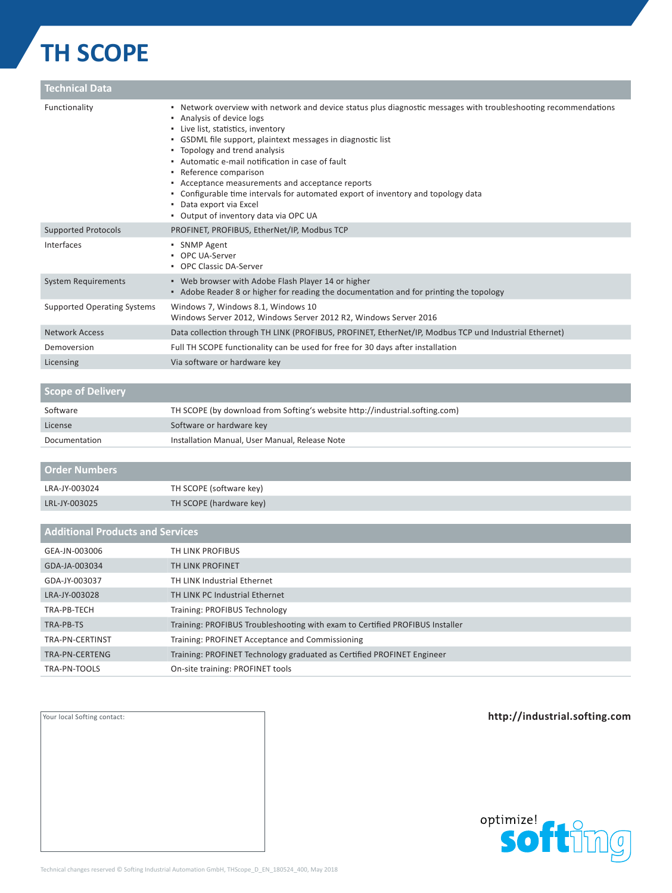# TH SCOPE

## Technical Data

| | |
|---|---|
| Functionality | ▪ Network overview with network and device status plus diagnostic messages with troubleshooting recommendations<br>▪ Analysis of device logs<br>▪ Live list, statistics, inventory<br>▪ GSDML file support, plaintext messages in diagnostic list<br>▪ Topology and trend analysis<br>▪ Automatic e-mail notification in case of fault<br>▪ Reference comparison<br>▪ Acceptance measurements and acceptance reports<br>▪ Configurable time intervals for automated export of inventory and topology data<br>▪ Data export via Excel<br>▪ Output of inventory data via OPC UA |
| Supported Protocols | PROFINET, PROFIBUS, EtherNet/IP, Modbus TCP |
| Interfaces | ▪ SNMP Agent<br>▪ OPC UA-Server<br>▪ OPC Classic DA-Server |
| System Requirements | ▪ Web browser with Adobe Flash Player 14 or higher<br>▪ Adobe Reader 8 or higher for reading the documentation and for printing the topology |
| Supported Operating Systems | Windows 7, Windows 8.1, Windows 10<br>Windows Server 2012, Windows Server 2012 R2, Windows Server 2016 |
| Network Access | Data collection through TH LINK (PROFIBUS, PROFINET, EtherNet/IP, Modbus TCP und Industrial Ethernet) |
| Demoversion | Full TH SCOPE functionality can be used for free for 30 days after installation |
| Licensing | Via software or hardware key |

## Scope of Delivery

| | |
|---|---|
| Software | TH SCOPE (by download from Softing's website http://industrial.softing.com) |
| License | Software or hardware key |
| Documentation | Installation Manual, User Manual, Release Note |

## Order Numbers

| | |
|---|---|
| LRA-JY-003024 | TH SCOPE (software key) |
| LRL-JY-003025 | TH SCOPE (hardware key) |

## Additional Products and Services

| | |
|---|---|
| GEA-JN-003006 | TH LINK PROFIBUS |
| GDA-JA-003034 | TH LINK PROFINET |
| GDA-JY-003037 | TH LINK Industrial Ethernet |
| LRA-JY-003028 | TH LINK PC Industrial Ethernet |
| TRA-PB-TECH | Training: PROFIBUS Technology |
| TRA-PB-TS | Training: PROFIBUS Troubleshooting with exam to Certified PROFIBUS Installer |
| TRA-PN-CERTINST | Training: PROFINET Acceptance and Commissioning |
| TRA-PN-CERTENG | Training: PROFINET Technology graduated as Certified PROFINET Engineer |
| TRA-PN-TOOLS | On-site training: PROFINET tools |

Your local Softing contact:

**http://industrial.softing.com**

optimize! softing

Technical changes reserved © Softing Industrial Automation GmbH, THScope_D_EN_180524_400, May 2018